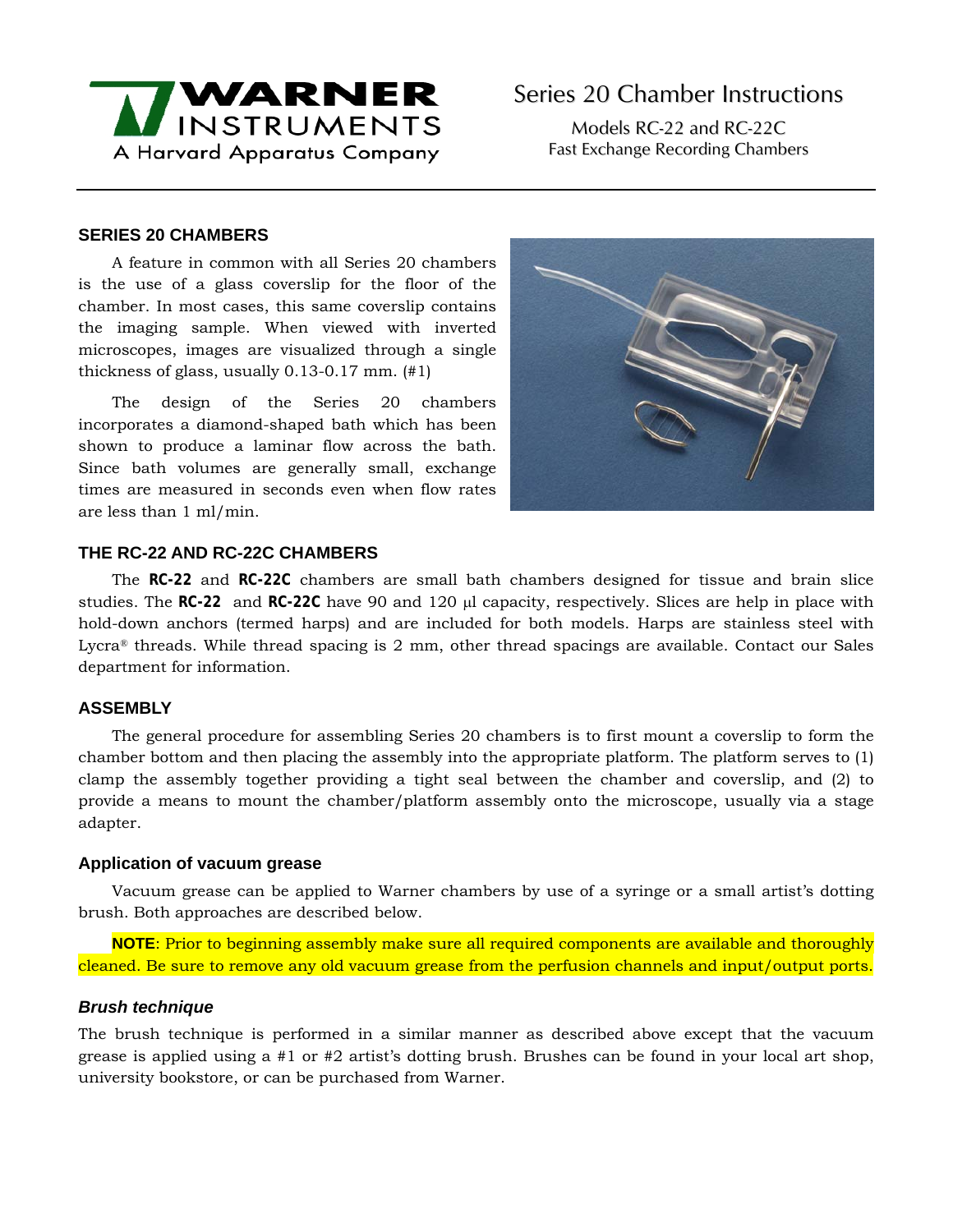Series 20 Chamber Instructions

Models RC-22 and RC-22C
Fast Exchange Recording Chambers

## SERIES 20 CHAMBERS

A feature in common with all Series 20 chambers is the use of a glass coverslip for the floor of the chamber. In most cases, this same coverslip contains the imaging sample. When viewed with inverted microscopes, images are visualized through a single thickness of glass, usually 0.13-0.17 mm. (#1)

The design of the Series 20 chambers incorporates a diamond-shaped bath which has been shown to produce a laminar flow across the bath. Since bath volumes are generally small, exchange times are measured in seconds even when flow rates are less than 1 ml/min.

## THE RC-22 AND RC-22C CHAMBERS

The **RC-22** and **RC-22C** chambers are small bath chambers designed for tissue and brain slice studies. The **RC-22** and **RC-22C** have 90 and 120 μl capacity, respectively. Slices are help in place with hold-down anchors (termed harps) and are included for both models. Harps are stainless steel with Lycra® threads. While thread spacing is 2 mm, other thread spacings are available. Contact our Sales department for information.

## ASSEMBLY

The general procedure for assembling Series 20 chambers is to first mount a coverslip to form the chamber bottom and then placing the assembly into the appropriate platform. The platform serves to (1) clamp the assembly together providing a tight seal between the chamber and coverslip, and (2) to provide a means to mount the chamber/platform assembly onto the microscope, usually via a stage adapter.

### Application of vacuum grease

Vacuum grease can be applied to Warner chambers by use of a syringe or a small artist's dotting brush. Both approaches are described below.

**NOTE**: Prior to beginning assembly make sure all required components are available and thoroughly cleaned. Be sure to remove any old vacuum grease from the perfusion channels and input/output ports.

#### *Brush technique*

The brush technique is performed in a similar manner as described above except that the vacuum grease is applied using a #1 or #2 artist's dotting brush. Brushes can be found in your local art shop, university bookstore, or can be purchased from Warner.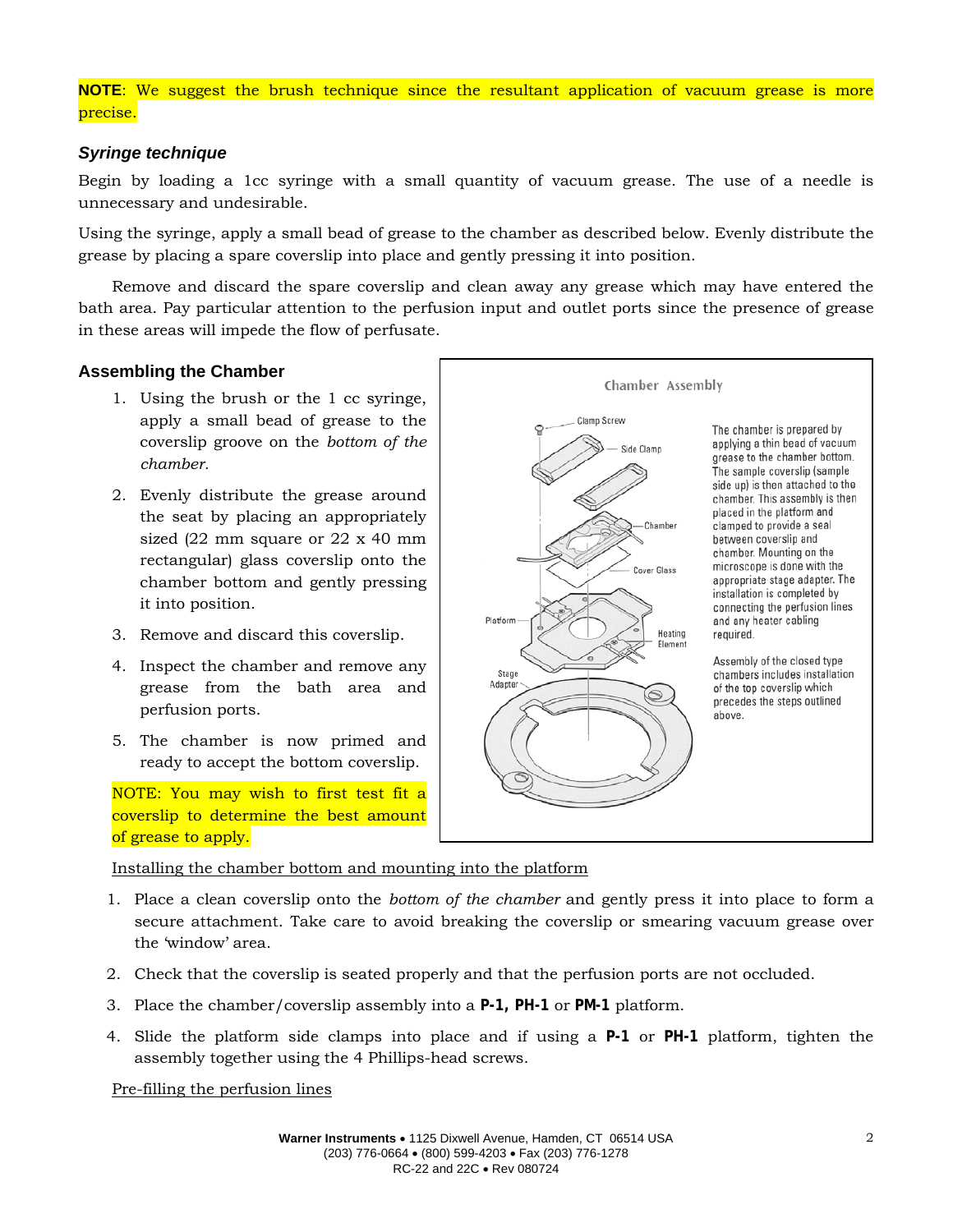**NOTE**: We suggest the brush technique since the resultant application of vacuum grease is more precise.

### *Syringe technique*

Begin by loading a 1cc syringe with a small quantity of vacuum grease. The use of a needle is unnecessary and undesirable.

Using the syringe, apply a small bead of grease to the chamber as described below. Evenly distribute the grease by placing a spare coverslip into place and gently pressing it into position.

Remove and discard the spare coverslip and clean away any grease which may have entered the bath area. Pay particular attention to the perfusion input and outlet ports since the presence of grease in these areas will impede the flow of perfusate.

### Assembling the Chamber

1. Using the brush or the 1 cc syringe, apply a small bead of grease to the coverslip groove on the *bottom of the chamber.*
2. Evenly distribute the grease around the seat by placing an appropriately sized (22 mm square or 22 x 40 mm rectangular) glass coverslip onto the chamber bottom and gently pressing it into position.
3. Remove and discard this coverslip.
4. Inspect the chamber and remove any grease from the bath area and perfusion ports.
5. The chamber is now primed and ready to accept the bottom coverslip.

NOTE: You may wish to first test fit a coverslip to determine the best amount of grease to apply.

Chamber Assembly

Clamp Screw, Side Clamp, Chamber, Cover Glass, Platform, Heating Element, Stage Adapter

The chamber is prepared by applying a thin bead of vacuum grease to the chamber bottom. The sample coverslip (sample side up) is then attached to the chamber. This assembly is then placed in the platform and clamped to provide a seal between coverslip and chamber. Mounting on the microscope is done with the appropriate stage adapter. The installation is completed by connecting the perfusion lines and any heater cabling required.

Assembly of the closed type chambers includes installation of the top coverslip which precedes the steps outlined above.

Installing the chamber bottom and mounting into the platform

1. Place a clean coverslip onto the *bottom of the chamber* and gently press it into place to form a secure attachment. Take care to avoid breaking the coverslip or smearing vacuum grease over the 'window' area.
2. Check that the coverslip is seated properly and that the perfusion ports are not occluded.
3. Place the chamber/coverslip assembly into a **P-1, PH-1** or **PM-1** platform.
4. Slide the platform side clamps into place and if using a **P-1** or **PH-1** platform, tighten the assembly together using the 4 Phillips-head screws.

Pre-filling the perfusion lines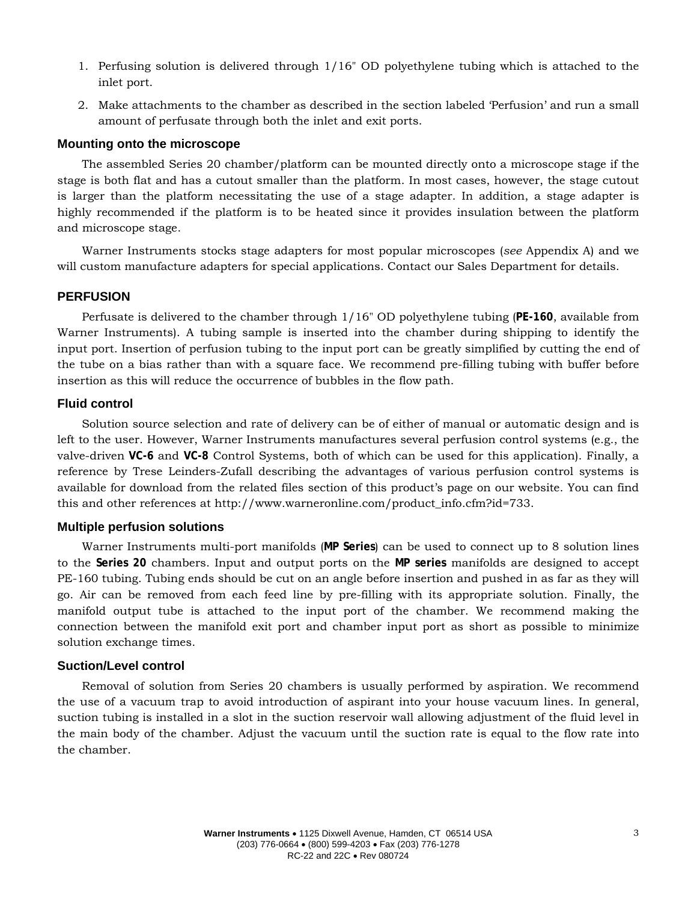1. Perfusing solution is delivered through 1/16" OD polyethylene tubing which is attached to the inlet port.
2. Make attachments to the chamber as described in the section labeled 'Perfusion' and run a small amount of perfusate through both the inlet and exit ports.

### Mounting onto the microscope

The assembled Series 20 chamber/platform can be mounted directly onto a microscope stage if the stage is both flat and has a cutout smaller than the platform. In most cases, however, the stage cutout is larger than the platform necessitating the use of a stage adapter. In addition, a stage adapter is highly recommended if the platform is to be heated since it provides insulation between the platform and microscope stage.

Warner Instruments stocks stage adapters for most popular microscopes (*see* Appendix A) and we will custom manufacture adapters for special applications. Contact our Sales Department for details.

## PERFUSION

Perfusate is delivered to the chamber through 1/16" OD polyethylene tubing (**PE-160**, available from Warner Instruments). A tubing sample is inserted into the chamber during shipping to identify the input port. Insertion of perfusion tubing to the input port can be greatly simplified by cutting the end of the tube on a bias rather than with a square face. We recommend pre-filling tubing with buffer before insertion as this will reduce the occurrence of bubbles in the flow path.

### Fluid control

Solution source selection and rate of delivery can be of either of manual or automatic design and is left to the user. However, Warner Instruments manufactures several perfusion control systems (e.g., the valve-driven **VC-6** and **VC-8** Control Systems, both of which can be used for this application). Finally, a reference by Trese Leinders-Zufall describing the advantages of various perfusion control systems is available for download from the related files section of this product's page on our website. You can find this and other references at http://www.warneronline.com/product_info.cfm?id=733.

### Multiple perfusion solutions

Warner Instruments multi-port manifolds (**MP Series**) can be used to connect up to 8 solution lines to the **Series 20** chambers. Input and output ports on the **MP series** manifolds are designed to accept PE-160 tubing. Tubing ends should be cut on an angle before insertion and pushed in as far as they will go. Air can be removed from each feed line by pre-filling with its appropriate solution. Finally, the manifold output tube is attached to the input port of the chamber. We recommend making the connection between the manifold exit port and chamber input port as short as possible to minimize solution exchange times.

### Suction/Level control

Removal of solution from Series 20 chambers is usually performed by aspiration. We recommend the use of a vacuum trap to avoid introduction of aspirant into your house vacuum lines. In general, suction tubing is installed in a slot in the suction reservoir wall allowing adjustment of the fluid level in the main body of the chamber. Adjust the vacuum until the suction rate is equal to the flow rate into the chamber.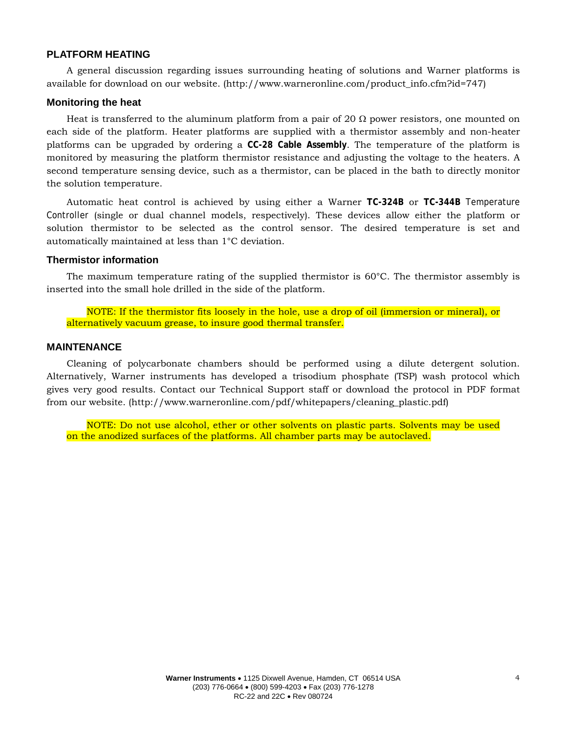## PLATFORM HEATING

A general discussion regarding issues surrounding heating of solutions and Warner platforms is available for download on our website. (http://www.warneronline.com/product_info.cfm?id=747)

### Monitoring the heat

Heat is transferred to the aluminum platform from a pair of 20 Ω power resistors, one mounted on each side of the platform. Heater platforms are supplied with a thermistor assembly and non-heater platforms can be upgraded by ordering a **CC-28 Cable Assembly**. The temperature of the platform is monitored by measuring the platform thermistor resistance and adjusting the voltage to the heaters. A second temperature sensing device, such as a thermistor, can be placed in the bath to directly monitor the solution temperature.

Automatic heat control is achieved by using either a Warner **TC-324B** or **TC-344B** Temperature Controller (single or dual channel models, respectively). These devices allow either the platform or solution thermistor to be selected as the control sensor. The desired temperature is set and automatically maintained at less than 1°C deviation.

### Thermistor information

The maximum temperature rating of the supplied thermistor is 60°C. The thermistor assembly is inserted into the small hole drilled in the side of the platform.

> NOTE: If the thermistor fits loosely in the hole, use a drop of oil (immersion or mineral), or alternatively vacuum grease, to insure good thermal transfer.

## MAINTENANCE

Cleaning of polycarbonate chambers should be performed using a dilute detergent solution. Alternatively, Warner instruments has developed a trisodium phosphate (TSP) wash protocol which gives very good results. Contact our Technical Support staff or download the protocol in PDF format from our website. (http://www.warneronline.com/pdf/whitepapers/cleaning_plastic.pdf)

> NOTE: Do not use alcohol, ether or other solvents on plastic parts. Solvents may be used on the anodized surfaces of the platforms. All chamber parts may be autoclaved.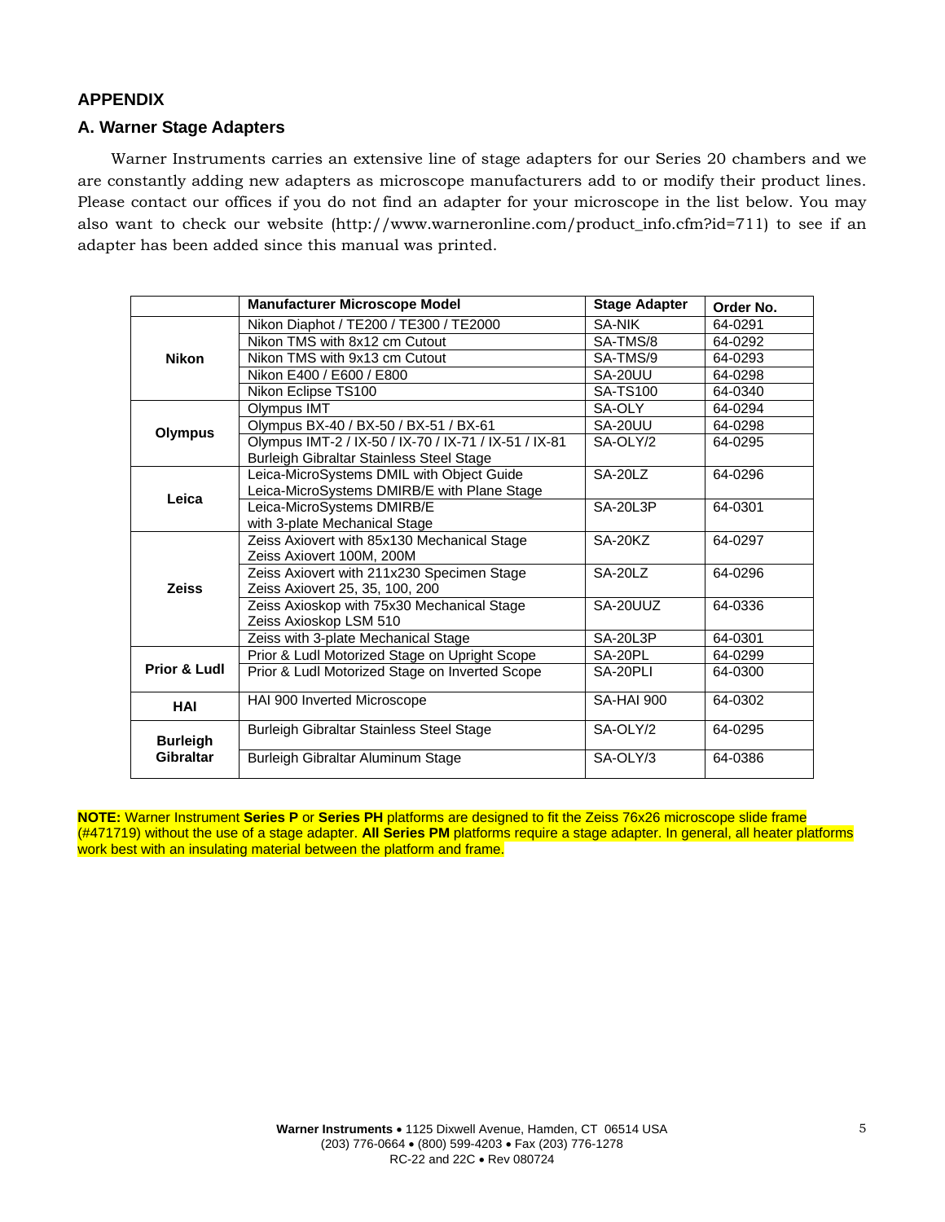## APPENDIX

### A. Warner Stage Adapters

Warner Instruments carries an extensive line of stage adapters for our Series 20 chambers and we are constantly adding new adapters as microscope manufacturers add to or modify their product lines. Please contact our offices if you do not find an adapter for your microscope in the list below. You may also want to check our website (http://www.warneronline.com/product_info.cfm?id=711) to see if an adapter has been added since this manual was printed.

| | Manufacturer Microscope Model | Stage Adapter | Order No. |
|---|---|---|---|
| **Nikon** | Nikon Diaphot / TE200 / TE300 / TE2000 | SA-NIK | 64-0291 |
| | Nikon TMS with 8x12 cm Cutout | SA-TMS/8 | 64-0292 |
| | Nikon TMS with 9x13 cm Cutout | SA-TMS/9 | 64-0293 |
| | Nikon E400 / E600 / E800 | SA-20UU | 64-0298 |
| | Nikon Eclipse TS100 | SA-TS100 | 64-0340 |
| **Olympus** | Olympus IMT | SA-OLY | 64-0294 |
| | Olympus BX-40 / BX-50 / BX-51 / BX-61 | SA-20UU | 64-0298 |
| | Olympus IMT-2 / IX-50 / IX-70 / IX-71 / IX-51 / IX-81 Burleigh Gibraltar Stainless Steel Stage | SA-OLY/2 | 64-0295 |
| **Leica** | Leica-MicroSystems DMIL with Object Guide Leica-MicroSystems DMIRB/E with Plane Stage | SA-20LZ | 64-0296 |
| | Leica-MicroSystems DMIRB/E with 3-plate Mechanical Stage | SA-20L3P | 64-0301 |
| **Zeiss** | Zeiss Axiovert with 85x130 Mechanical Stage Zeiss Axiovert 100M, 200M | SA-20KZ | 64-0297 |
| | Zeiss Axiovert with 211x230 Specimen Stage Zeiss Axiovert 25, 35, 100, 200 | SA-20LZ | 64-0296 |
| | Zeiss Axioskop with 75x30 Mechanical Stage Zeiss Axioskop LSM 510 | SA-20UUZ | 64-0336 |
| | Zeiss with 3-plate Mechanical Stage | SA-20L3P | 64-0301 |
| **Prior & Ludl** | Prior & Ludl Motorized Stage on Upright Scope | SA-20PL | 64-0299 |
| | Prior & Ludl Motorized Stage on Inverted Scope | SA-20PLI | 64-0300 |
| **HAI** | HAI 900 Inverted Microscope | SA-HAI 900 | 64-0302 |
| **Burleigh Gibraltar** | Burleigh Gibraltar Stainless Steel Stage | SA-OLY/2 | 64-0295 |
| | Burleigh Gibraltar Aluminum Stage | SA-OLY/3 | 64-0386 |

**NOTE:** Warner Instrument **Series P** or **Series PH** platforms are designed to fit the Zeiss 76x26 microscope slide frame (#471719) without the use of a stage adapter. **All Series PM** platforms require a stage adapter. In general, all heater platforms work best with an insulating material between the platform and frame.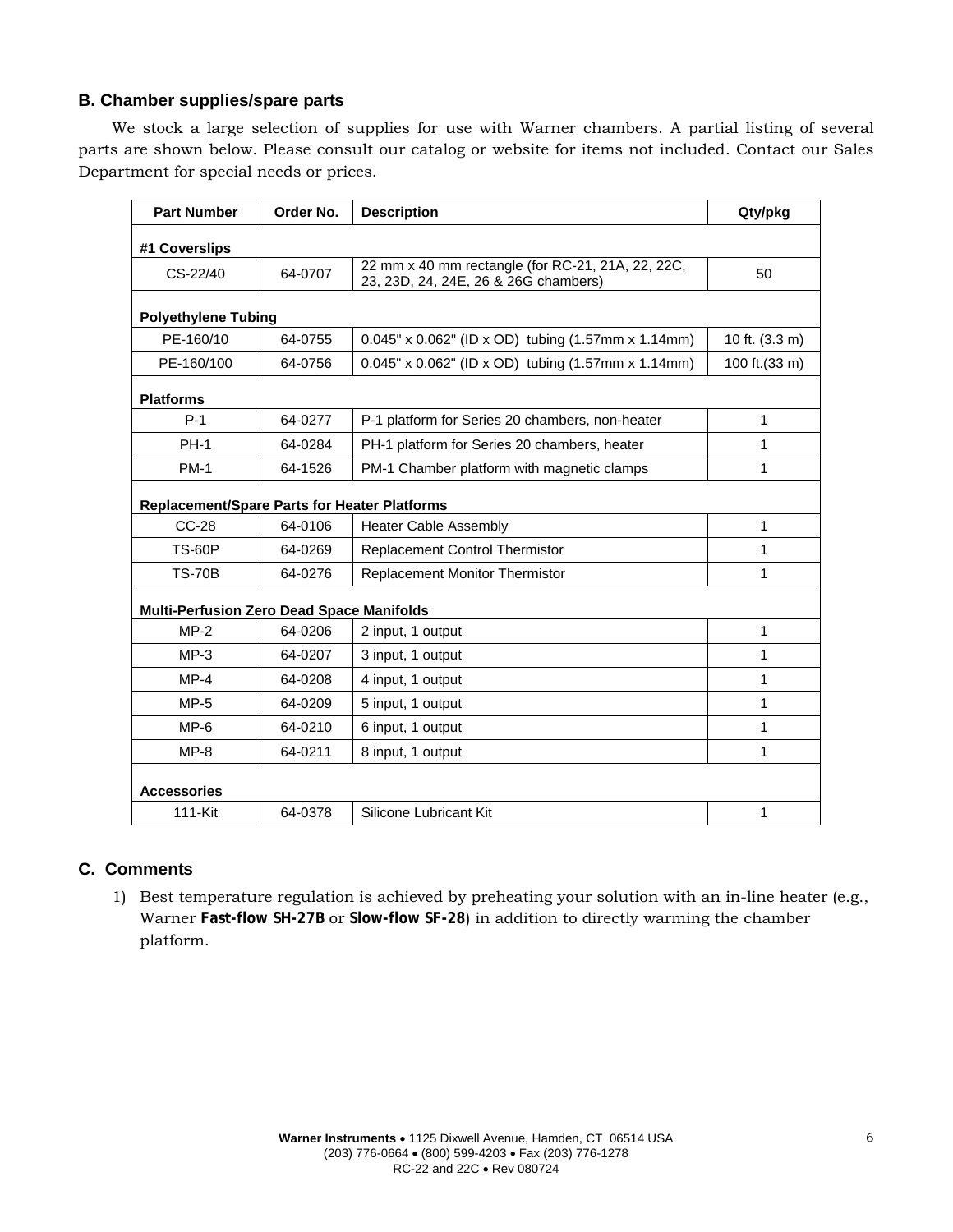## B. Chamber supplies/spare parts

We stock a large selection of supplies for use with Warner chambers. A partial listing of several parts are shown below. Please consult our catalog or website for items not included. Contact our Sales Department for special needs or prices.

| Part Number | Order No. | Description | Qty/pkg |
|---|---|---|---|
| **#1 Coverslips** | | | |
| CS-22/40 | 64-0707 | 22 mm x 40 mm rectangle (for RC-21, 21A, 22, 22C, 23, 23D, 24, 24E, 26 & 26G chambers) | 50 |
| **Polyethylene Tubing** | | | |
| PE-160/10 | 64-0755 | 0.045" x 0.062" (ID x OD) tubing (1.57mm x 1.14mm) | 10 ft. (3.3 m) |
| PE-160/100 | 64-0756 | 0.045" x 0.062" (ID x OD) tubing (1.57mm x 1.14mm) | 100 ft.(33 m) |
| **Platforms** | | | |
| P-1 | 64-0277 | P-1 platform for Series 20 chambers, non-heater | 1 |
| PH-1 | 64-0284 | PH-1 platform for Series 20 chambers, heater | 1 |
| PM-1 | 64-1526 | PM-1 Chamber platform with magnetic clamps | 1 |
| **Replacement/Spare Parts for Heater Platforms** | | | |
| CC-28 | 64-0106 | Heater Cable Assembly | 1 |
| TS-60P | 64-0269 | Replacement Control Thermistor | 1 |
| TS-70B | 64-0276 | Replacement Monitor Thermistor | 1 |
| **Multi-Perfusion Zero Dead Space Manifolds** | | | |
| MP-2 | 64-0206 | 2 input, 1 output | 1 |
| MP-3 | 64-0207 | 3 input, 1 output | 1 |
| MP-4 | 64-0208 | 4 input, 1 output | 1 |
| MP-5 | 64-0209 | 5 input, 1 output | 1 |
| MP-6 | 64-0210 | 6 input, 1 output | 1 |
| MP-8 | 64-0211 | 8 input, 1 output | 1 |
| **Accessories** | | | |
| 111-Kit | 64-0378 | Silicone Lubricant Kit | 1 |

## C. Comments

1) Best temperature regulation is achieved by preheating your solution with an in-line heater (e.g., Warner **Fast-flow SH-27B** or **Slow-flow SF-28**) in addition to directly warming the chamber platform.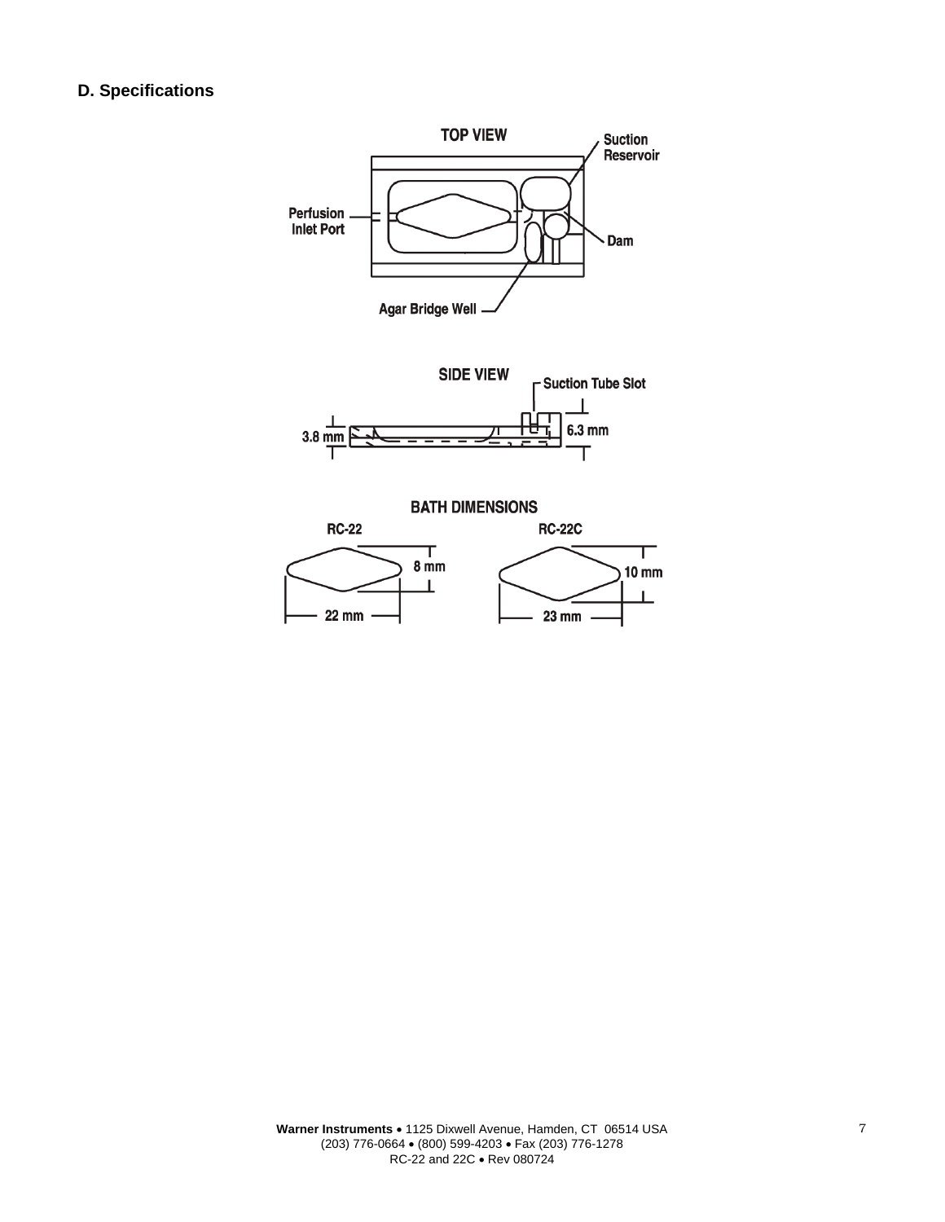## D. Specifications

TOP VIEW

Suction Reservoir

Perfusion Inlet Port

Dam

Agar Bridge Well

SIDE VIEW

Suction Tube Slot

3.8 mm

6.3 mm

BATH DIMENSIONS

RC-22

8 mm

22 mm

RC-22C

10 mm

23 mm

**Warner Instruments** • 1125 Dixwell Avenue, Hamden, CT 06514 USA
(203) 776-0664 • (800) 599-4203 • Fax (203) 776-1278
RC-22 and 22C • Rev 080724